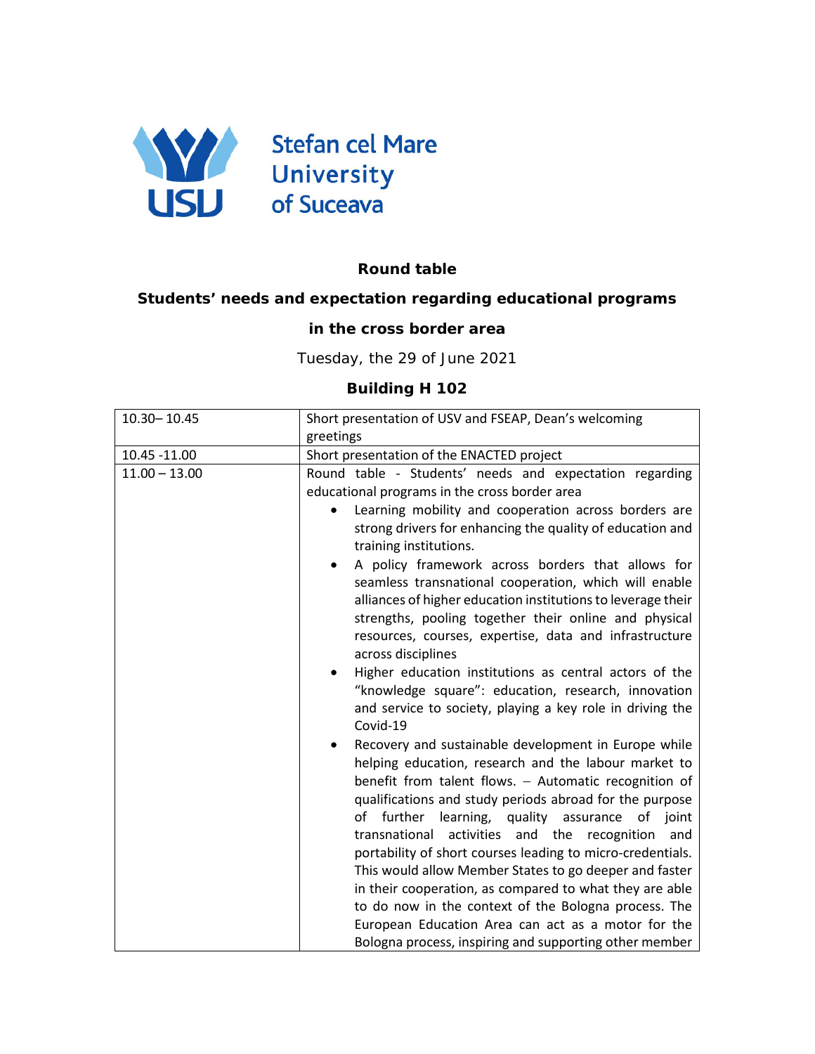Stefan cel Mare University of Suceava

**Round table**

**Students' needs and expectation regarding educational programs**

**in the cross border area**

Tuesday, the 29 of June 2021

**Building H 102**

| | |
|---|---|
| 10.30– 10.45 | Short presentation of USV and FSEAP, Dean's welcoming greetings |
| 10.45 -11.00 | Short presentation of the ENACTED project |
| 11.00 – 13.00 | Round table - Students' needs and expectation regarding educational programs in the cross border area<br>• Learning mobility and cooperation across borders are strong drivers for enhancing the quality of education and training institutions.<br>• A policy framework across borders that allows for seamless transnational cooperation, which will enable alliances of higher education institutions to leverage their strengths, pooling together their online and physical resources, courses, expertise, data and infrastructure across disciplines<br>• Higher education institutions as central actors of the "knowledge square": education, research, innovation and service to society, playing a key role in driving the Covid-19<br>• Recovery and sustainable development in Europe while helping education, research and the labour market to benefit from talent flows. – Automatic recognition of qualifications and study periods abroad for the purpose of further learning, quality assurance of joint transnational activities and the recognition and portability of short courses leading to micro-credentials. This would allow Member States to go deeper and faster in their cooperation, as compared to what they are able to do now in the context of the Bologna process. The European Education Area can act as a motor for the Bologna process, inspiring and supporting other member |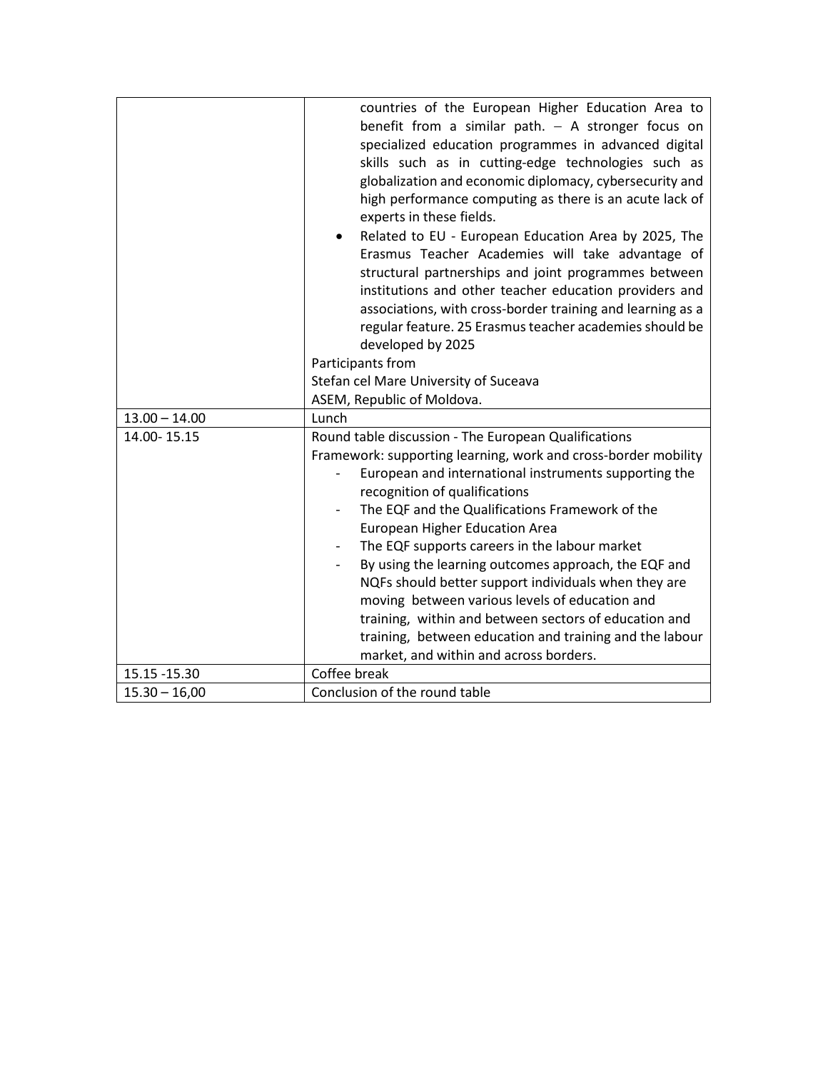| | |
|---|---|
| | countries of the European Higher Education Area to benefit from a similar path. – A stronger focus on specialized education programmes in advanced digital skills such as in cutting-edge technologies such as globalization and economic diplomacy, cybersecurity and high performance computing as there is an acute lack of experts in these fields.<br>• Related to EU - European Education Area by 2025, The Erasmus Teacher Academies will take advantage of structural partnerships and joint programmes between institutions and other teacher education providers and associations, with cross-border training and learning as a regular feature. 25 Erasmus teacher academies should be developed by 2025<br>Participants from<br>Stefan cel Mare University of Suceava<br>ASEM, Republic of Moldova. |
| 13.00 – 14.00 | Lunch |
| 14.00- 15.15 | Round table discussion - The European Qualifications Framework: supporting learning, work and cross-border mobility<br>- European and international instruments supporting the recognition of qualifications<br>- The EQF and the Qualifications Framework of the European Higher Education Area<br>- The EQF supports careers in the labour market<br>- By using the learning outcomes approach, the EQF and NQFs should better support individuals when they are moving between various levels of education and training, within and between sectors of education and training, between education and training and the labour market, and within and across borders. |
| 15.15 -15.30 | Coffee break |
| 15.30 – 16,00 | Conclusion of the round table |